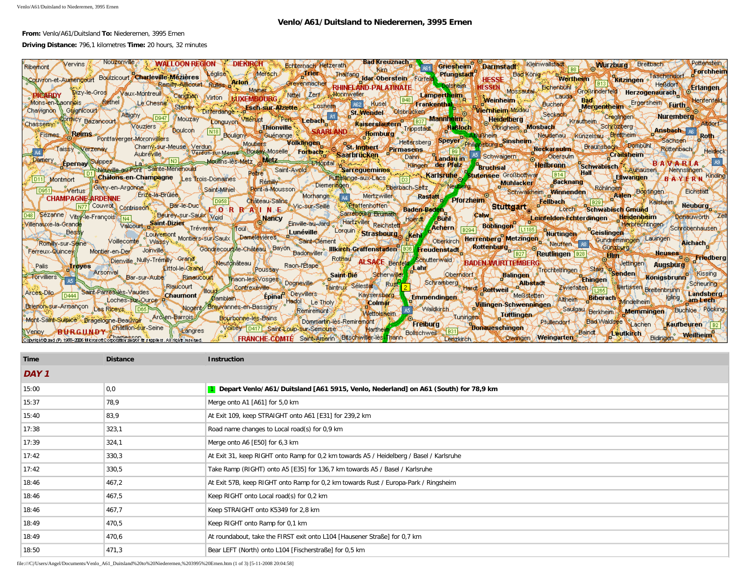# Venlo/A61/Duitsland to Niederernen, 3995 Ernen

**From:** Venlo/A61/Duitsland **To:** Niederernen, 3995 Ernen

**Driving Distance:** 796,1 kilometres **Time:** 20 hours, 32 minutes

| Time | Distance | Instruction |
|---|---|---|
| ***DAY 1*** | | |
| 15:00 | 0,0 | **1 Depart Venlo/A61/Duitsland [A61 5915, Venlo, Nederland] on A61 (South) for 78,9 km** |
| 15:37 | 78,9 | Merge onto A1 [A61] for 5,0 km |
| 15:40 | 83,9 | At Exit 109, keep STRAIGHT onto A61 [E31] for 239,2 km |
| 17:38 | 323,1 | Road name changes to Local road(s) for 0,9 km |
| 17:39 | 324,1 | Merge onto A6 [E50] for 6,3 km |
| 17:42 | 330,3 | At Exit 31, keep RIGHT onto Ramp for 0,2 km towards A5 / Heidelberg / Basel / Karlsruhe |
| 17:42 | 330,5 | Take Ramp (RIGHT) onto A5 [E35] for 136,7 km towards A5 / Basel / Karlsruhe |
| 18:46 | 467,2 | At Exit 57B, keep RIGHT onto Ramp for 0,2 km towards Rust / Europa-Park / Ringsheim |
| 18:46 | 467,5 | Keep RIGHT onto Local road(s) for 0,2 km |
| 18:46 | 467,7 | Keep STRAIGHT onto K5349 for 2,8 km |
| 18:49 | 470,5 | Keep RIGHT onto Ramp for 0,1 km |
| 18:49 | 470,6 | At roundabout, take the FIRST exit onto L104 [Hausener Straße] for 0,7 km |
| 18:50 | 471,3 | Bear LEFT (North) onto L104 [Fischerstraße] for 0,5 km |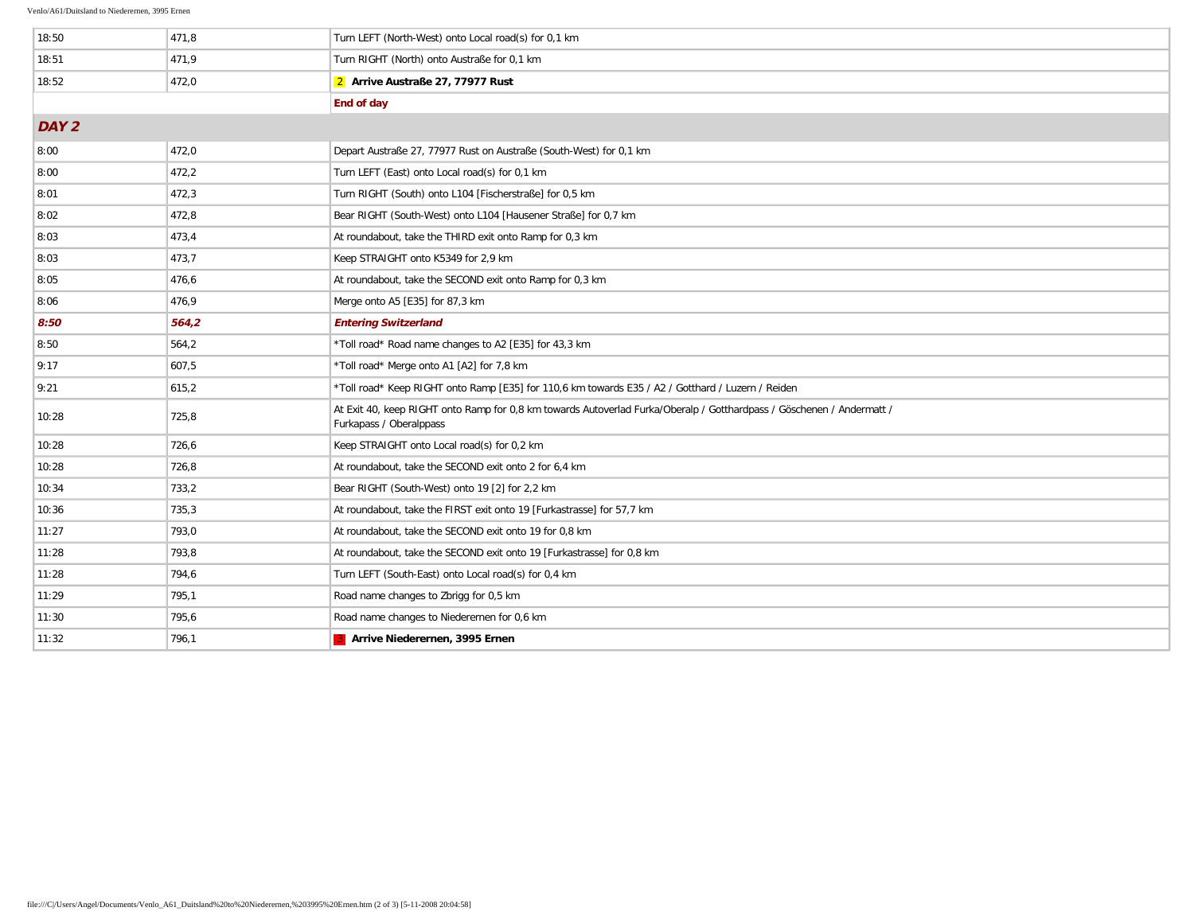| | | |
|---|---|---|
| 18:50 | 471,8 | Turn LEFT (North-West) onto Local road(s) for 0,1 km |
| 18:51 | 471,9 | Turn RIGHT (North) onto Austraße for 0,1 km |
| 18:52 | 472,0 | 2 **Arrive Austraße 27, 77977 Rust** |
| | | **End of day** |
| ***DAY 2*** | | |
| 8:00 | 472,0 | Depart Austraße 27, 77977 Rust on Austraße (South-West) for 0,1 km |
| 8:00 | 472,2 | Turn LEFT (East) onto Local road(s) for 0,1 km |
| 8:01 | 472,3 | Turn RIGHT (South) onto L104 [Fischerstraße] for 0,5 km |
| 8:02 | 472,8 | Bear RIGHT (South-West) onto L104 [Hausener Straße] for 0,7 km |
| 8:03 | 473,4 | At roundabout, take the THIRD exit onto Ramp for 0,3 km |
| 8:03 | 473,7 | Keep STRAIGHT onto K5349 for 2,9 km |
| 8:05 | 476,6 | At roundabout, take the SECOND exit onto Ramp for 0,3 km |
| 8:06 | 476,9 | Merge onto A5 [E35] for 87,3 km |
| ***8:50*** | ***564,2*** | ***Entering Switzerland*** |
| 8:50 | 564,2 | *Toll road* Road name changes to A2 [E35] for 43,3 km |
| 9:17 | 607,5 | *Toll road* Merge onto A1 [A2] for 7,8 km |
| 9:21 | 615,2 | *Toll road* Keep RIGHT onto Ramp [E35] for 110,6 km towards E35 / A2 / Gotthard / Luzern / Reiden |
| 10:28 | 725,8 | At Exit 40, keep RIGHT onto Ramp for 0,8 km towards Autoverlad Furka/Oberalp / Gotthardpass / Göschenen / Andermatt / Furkapass / Oberalppass |
| 10:28 | 726,6 | Keep STRAIGHT onto Local road(s) for 0,2 km |
| 10:28 | 726,8 | At roundabout, take the SECOND exit onto 2 for 6,4 km |
| 10:34 | 733,2 | Bear RIGHT (South-West) onto 19 [2] for 2,2 km |
| 10:36 | 735,3 | At roundabout, take the FIRST exit onto 19 [Furkastrasse] for 57,7 km |
| 11:27 | 793,0 | At roundabout, take the SECOND exit onto 19 for 0,8 km |
| 11:28 | 793,8 | At roundabout, take the SECOND exit onto 19 [Furkastrasse] for 0,8 km |
| 11:28 | 794,6 | Turn LEFT (South-East) onto Local road(s) for 0,4 km |
| 11:29 | 795,1 | Road name changes to Zbrigg for 0,5 km |
| 11:30 | 795,6 | Road name changes to Niederernen for 0,6 km |
| 11:32 | 796,1 | 3 **Arrive Niederernen, 3995 Ernen** |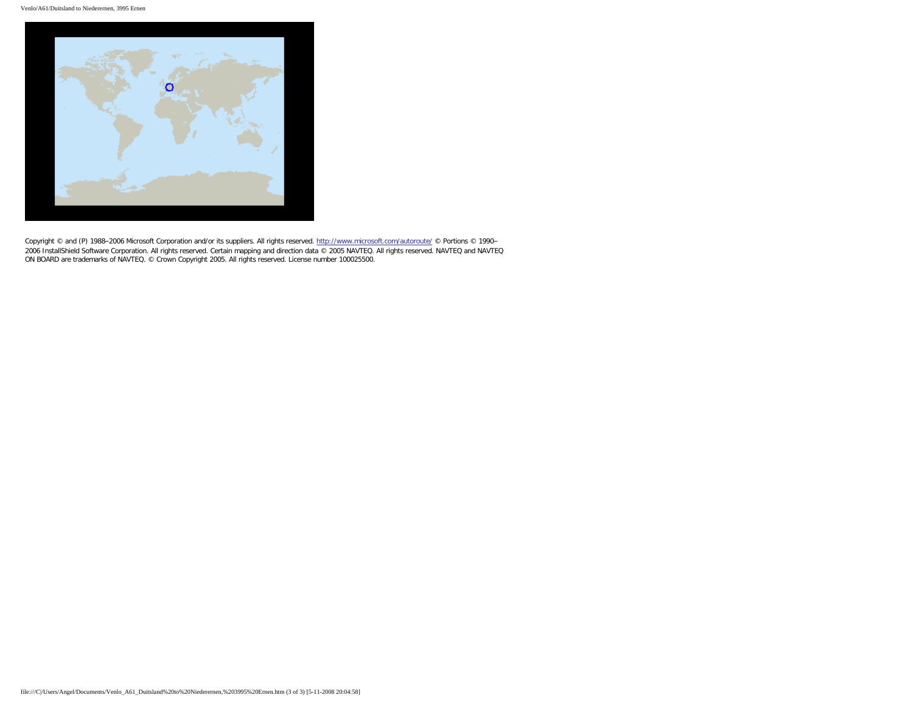Copyright © and (P) 1988–2006 Microsoft Corporation and/or its suppliers. All rights reserved. http://www.microsoft.com/autoroute/ © Portions © 1990–2006 InstallShield Software Corporation. All rights reserved. Certain mapping and direction data © 2005 NAVTEQ. All rights reserved. NAVTEQ and NAVTEQ ON BOARD are trademarks of NAVTEQ. © Crown Copyright 2005. All rights reserved. License number 100025500.